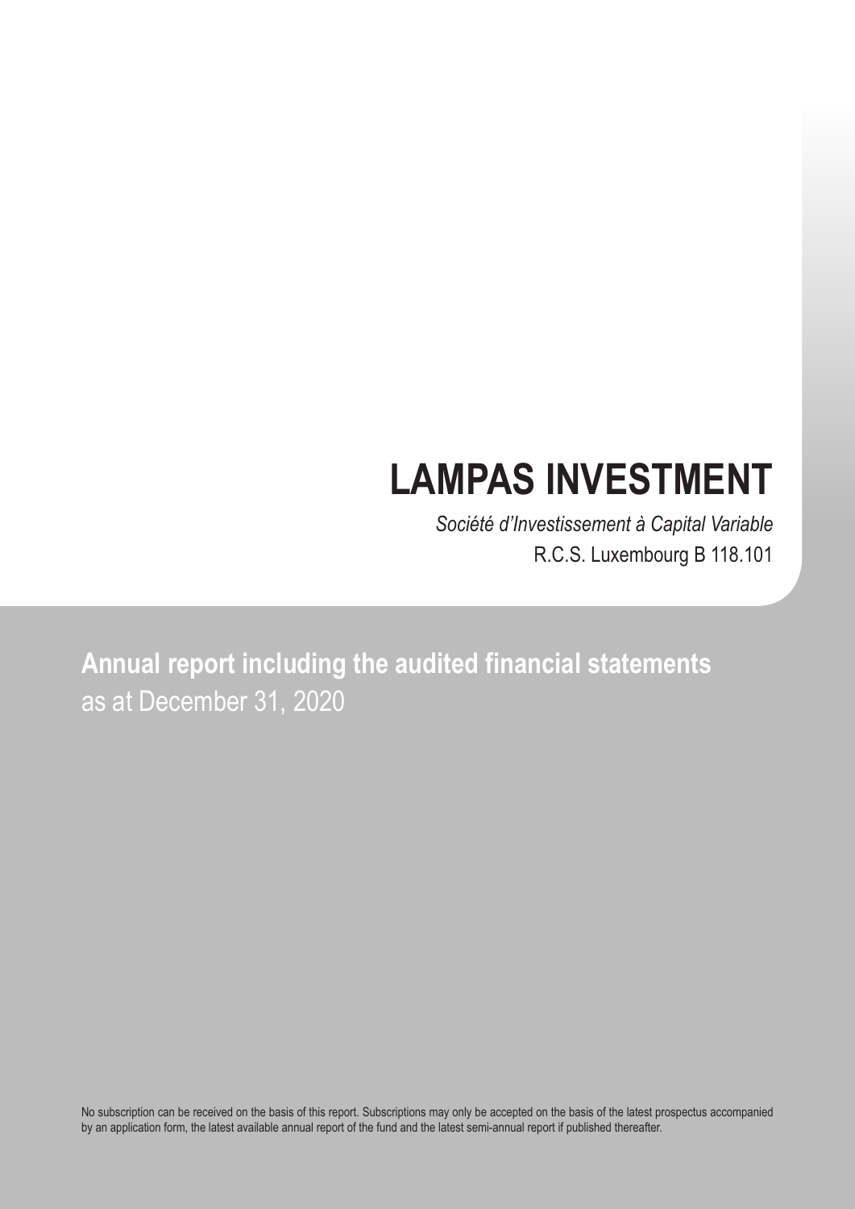# LAMPAS INVESTMENT

*Société d'Investissement à Capital Variable*

R.C.S. Luxembourg B 118.101

## Annual report including the audited financial statements

as at December 31, 2020

No subscription can be received on the basis of this report. Subscriptions may only be accepted on the basis of the latest prospectus accompanied by an application form, the latest available annual report of the fund and the latest semi-annual report if published thereafter.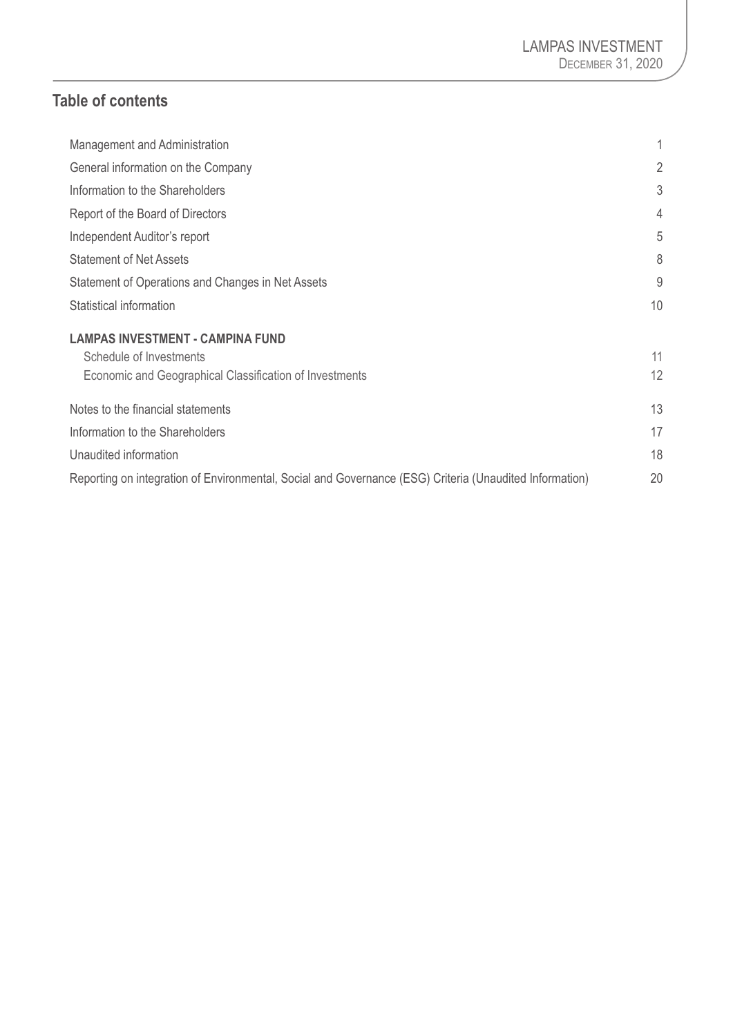## Table of contents

| | |
|---|---|
| Management and Administration | 1 |
| General information on the Company | 2 |
| Information to the Shareholders | 3 |
| Report of the Board of Directors | 4 |
| Independent Auditor's report | 5 |
| Statement of Net Assets | 8 |
| Statement of Operations and Changes in Net Assets | 9 |
| Statistical information | 10 |
| **LAMPAS INVESTMENT - CAMPINA FUND** | |
| Schedule of Investments | 11 |
| Economic and Geographical Classification of Investments | 12 |
| Notes to the financial statements | 13 |
| Information to the Shareholders | 17 |
| Unaudited information | 18 |
| Reporting on integration of Environmental, Social and Governance (ESG) Criteria (Unaudited Information) | 20 |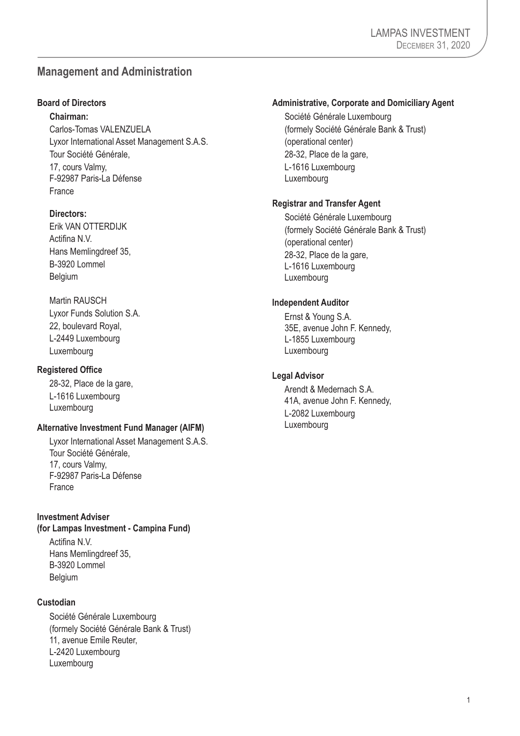## Management and Administration

### Board of Directors

**Chairman:**

Carlos-Tomas VALENZUELA
Lyxor International Asset Management S.A.S.
Tour Société Générale,
17, cours Valmy,
F-92987 Paris-La Défense
France

**Directors:**

Erik VAN OTTERDIJK
Actifina N.V.
Hans Memlingdreef 35,
B-3920 Lommel
Belgium

Martin RAUSCH
Lyxor Funds Solution S.A.
22, boulevard Royal,
L-2449 Luxembourg
Luxembourg

### Registered Office

28-32, Place de la gare,
L-1616 Luxembourg
Luxembourg

### Alternative Investment Fund Manager (AIFM)

Lyxor International Asset Management S.A.S.
Tour Société Générale,
17, cours Valmy,
F-92987 Paris-La Défense
France

### Investment Adviser (for Lampas Investment - Campina Fund)

Actifina N.V.
Hans Memlingdreef 35,
B-3920 Lommel
Belgium

### Custodian

Société Générale Luxembourg
(formely Société Générale Bank & Trust)
11, avenue Emile Reuter,
L-2420 Luxembourg
Luxembourg

### Administrative, Corporate and Domiciliary Agent

Société Générale Luxembourg
(formely Société Générale Bank & Trust)
(operational center)
28-32, Place de la gare,
L-1616 Luxembourg
Luxembourg

### Registrar and Transfer Agent

Société Générale Luxembourg
(formely Société Générale Bank & Trust)
(operational center)
28-32, Place de la gare,
L-1616 Luxembourg
Luxembourg

### Independent Auditor

Ernst & Young S.A.
35E, avenue John F. Kennedy,
L-1855 Luxembourg
Luxembourg

### Legal Advisor

Arendt & Medernach S.A.
41A, avenue John F. Kennedy,
L-2082 Luxembourg
Luxembourg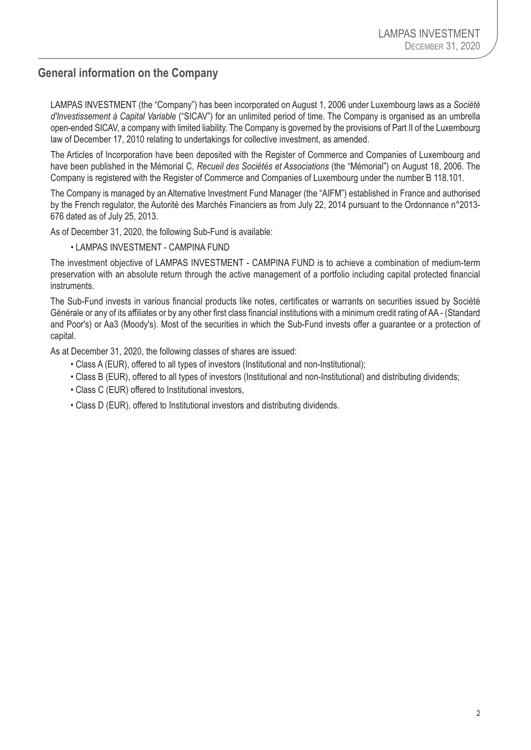## General information on the Company

LAMPAS INVESTMENT (the "Company") has been incorporated on August 1, 2006 under Luxembourg laws as a *Société d'Investissement à Capital Variable* ("SICAV") for an unlimited period of time. The Company is organised as an umbrella open-ended SICAV, a company with limited liability. The Company is governed by the provisions of Part II of the Luxembourg law of December 17, 2010 relating to undertakings for collective investment, as amended.

The Articles of Incorporation have been deposited with the Register of Commerce and Companies of Luxembourg and have been published in the Mémorial C, *Recueil des Sociétés et Associations* (the "Mémorial") on August 18, 2006. The Company is registered with the Register of Commerce and Companies of Luxembourg under the number B 118.101.

The Company is managed by an Alternative Investment Fund Manager (the "AIFM") established in France and authorised by the French regulator, the Autorité des Marchés Financiers as from July 22, 2014 pursuant to the Ordonnance n°2013-676 dated as of July 25, 2013.

As of December 31, 2020, the following Sub-Fund is available:

- LAMPAS INVESTMENT - CAMPINA FUND

The investment objective of LAMPAS INVESTMENT - CAMPINA FUND is to achieve a combination of medium-term preservation with an absolute return through the active management of a portfolio including capital protected financial instruments.

The Sub-Fund invests in various financial products like notes, certificates or warrants on securities issued by Société Générale or any of its affiliates or by any other first class financial institutions with a minimum credit rating of AA - (Standard and Poor's) or Aa3 (Moody's). Most of the securities in which the Sub-Fund invests offer a guarantee or a protection of capital.

As at December 31, 2020, the following classes of shares are issued:

- Class A (EUR), offered to all types of investors (Institutional and non-Institutional);
- Class B (EUR), offered to all types of investors (Institutional and non-Institutional) and distributing dividends;
- Class C (EUR) offered to Institutional investors,
- Class D (EUR), offered to Institutional investors and distributing dividends.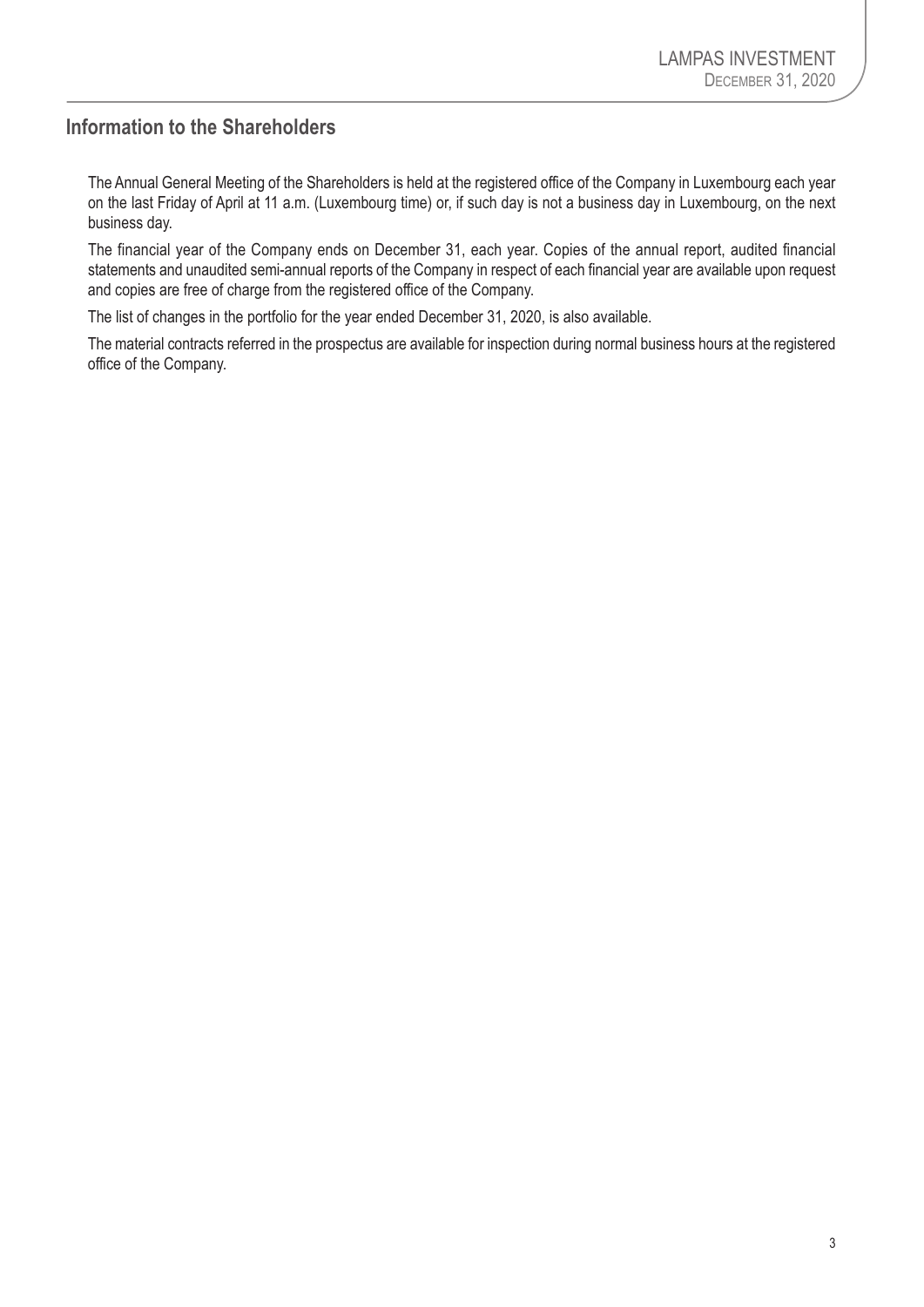## Information to the Shareholders

The Annual General Meeting of the Shareholders is held at the registered office of the Company in Luxembourg each year on the last Friday of April at 11 a.m. (Luxembourg time) or, if such day is not a business day in Luxembourg, on the next business day.

The financial year of the Company ends on December 31, each year. Copies of the annual report, audited financial statements and unaudited semi-annual reports of the Company in respect of each financial year are available upon request and copies are free of charge from the registered office of the Company.

The list of changes in the portfolio for the year ended December 31, 2020, is also available.

The material contracts referred in the prospectus are available for inspection during normal business hours at the registered office of the Company.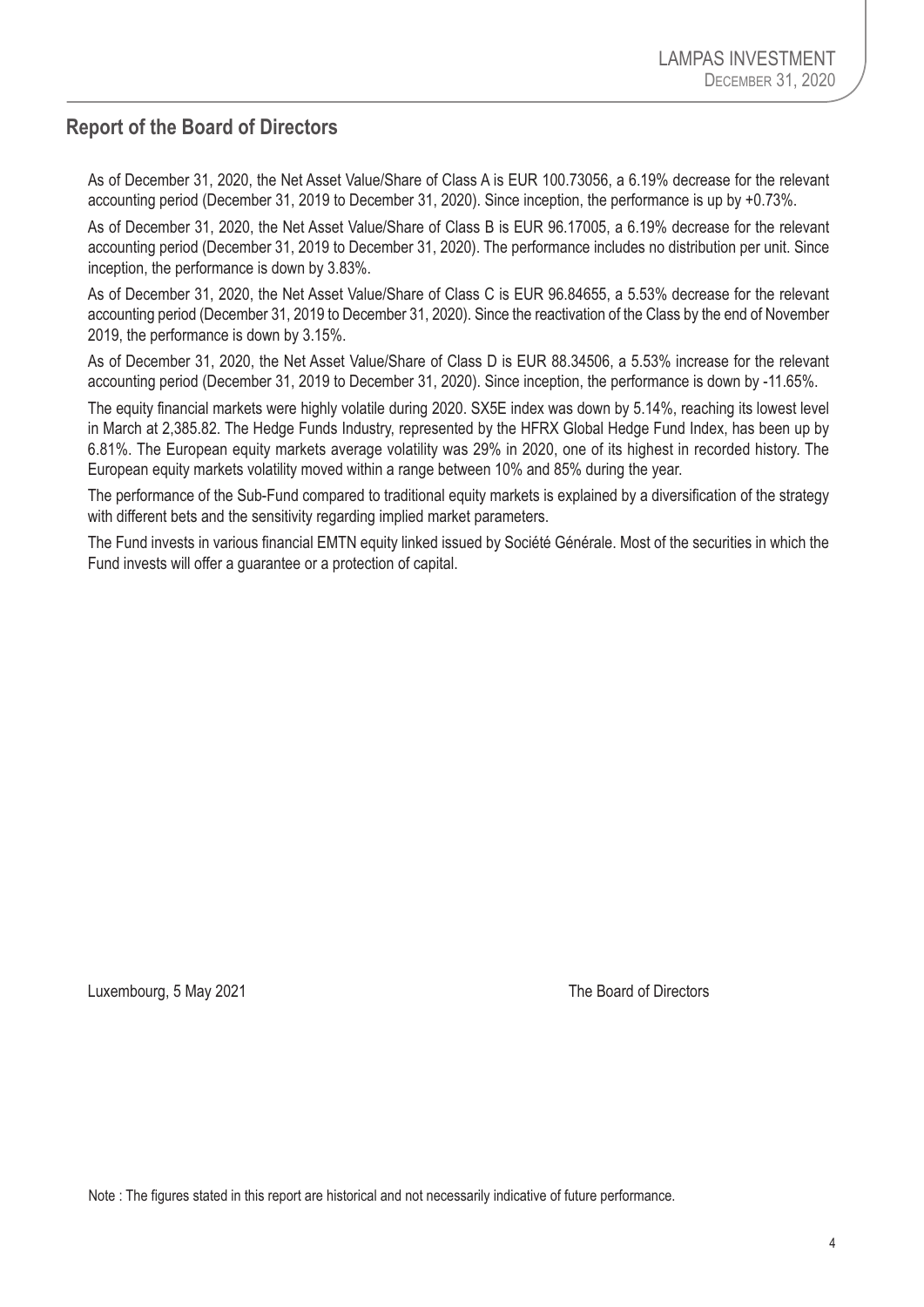## Report of the Board of Directors

As of December 31, 2020, the Net Asset Value/Share of Class A is EUR 100.73056, a 6.19% decrease for the relevant accounting period (December 31, 2019 to December 31, 2020). Since inception, the performance is up by +0.73%.

As of December 31, 2020, the Net Asset Value/Share of Class B is EUR 96.17005, a 6.19% decrease for the relevant accounting period (December 31, 2019 to December 31, 2020). The performance includes no distribution per unit. Since inception, the performance is down by 3.83%.

As of December 31, 2020, the Net Asset Value/Share of Class C is EUR 96.84655, a 5.53% decrease for the relevant accounting period (December 31, 2019 to December 31, 2020). Since the reactivation of the Class by the end of November 2019, the performance is down by 3.15%.

As of December 31, 2020, the Net Asset Value/Share of Class D is EUR 88.34506, a 5.53% increase for the relevant accounting period (December 31, 2019 to December 31, 2020). Since inception, the performance is down by -11.65%.

The equity financial markets were highly volatile during 2020. SX5E index was down by 5.14%, reaching its lowest level in March at 2,385.82. The Hedge Funds Industry, represented by the HFRX Global Hedge Fund Index, has been up by 6.81%. The European equity markets average volatility was 29% in 2020, one of its highest in recorded history. The European equity markets volatility moved within a range between 10% and 85% during the year.

The performance of the Sub-Fund compared to traditional equity markets is explained by a diversification of the strategy with different bets and the sensitivity regarding implied market parameters.

The Fund invests in various financial EMTN equity linked issued by Société Générale. Most of the securities in which the Fund invests will offer a guarantee or a protection of capital.

Luxembourg, 5 May 2021 The Board of Directors

Note : The figures stated in this report are historical and not necessarily indicative of future performance.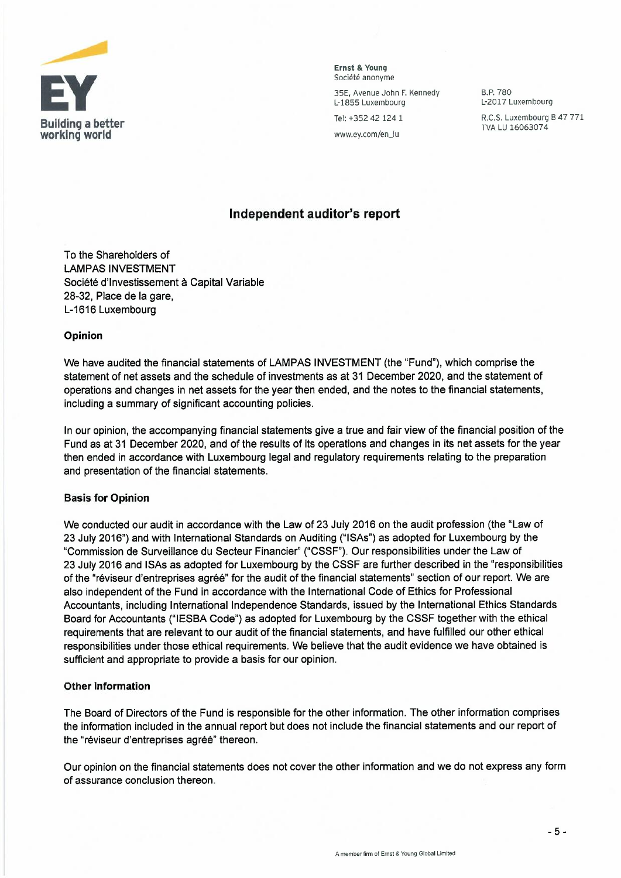**Ernst & Young**
Société anonyme

35E, Avenue John F. Kennedy
L-1855 Luxembourg

Tel: +352 42 124 1

www.ey.com/en_lu

B.P. 780
L-2017 Luxembourg

R.C.S. Luxembourg B 47 771
TVA LU 16063074

## Independent auditor's report

To the Shareholders of
LAMPAS INVESTMENT
Société d'Investissement à Capital Variable
28-32, Place de la gare,
L-1616 Luxembourg

### Opinion

We have audited the financial statements of LAMPAS INVESTMENT (the "Fund"), which comprise the statement of net assets and the schedule of investments as at 31 December 2020, and the statement of operations and changes in net assets for the year then ended, and the notes to the financial statements, including a summary of significant accounting policies.

In our opinion, the accompanying financial statements give a true and fair view of the financial position of the Fund as at 31 December 2020, and of the results of its operations and changes in its net assets for the year then ended in accordance with Luxembourg legal and regulatory requirements relating to the preparation and presentation of the financial statements.

### Basis for Opinion

We conducted our audit in accordance with the Law of 23 July 2016 on the audit profession (the "Law of 23 July 2016") and with International Standards on Auditing ("ISAs") as adopted for Luxembourg by the "Commission de Surveillance du Secteur Financier" ("CSSF"). Our responsibilities under the Law of 23 July 2016 and ISAs as adopted for Luxembourg by the CSSF are further described in the "responsibilities of the "réviseur d'entreprises agréé" for the audit of the financial statements" section of our report. We are also independent of the Fund in accordance with the International Code of Ethics for Professional Accountants, including International Independence Standards, issued by the International Ethics Standards Board for Accountants ("IESBA Code") as adopted for Luxembourg by the CSSF together with the ethical requirements that are relevant to our audit of the financial statements, and have fulfilled our other ethical responsibilities under those ethical requirements. We believe that the audit evidence we have obtained is sufficient and appropriate to provide a basis for our opinion.

### Other information

The Board of Directors of the Fund is responsible for the other information. The other information comprises the information included in the annual report but does not include the financial statements and our report of the "réviseur d'entreprises agréé" thereon.

Our opinion on the financial statements does not cover the other information and we do not express any form of assurance conclusion thereon.

A member firm of Ernst & Young Global Limited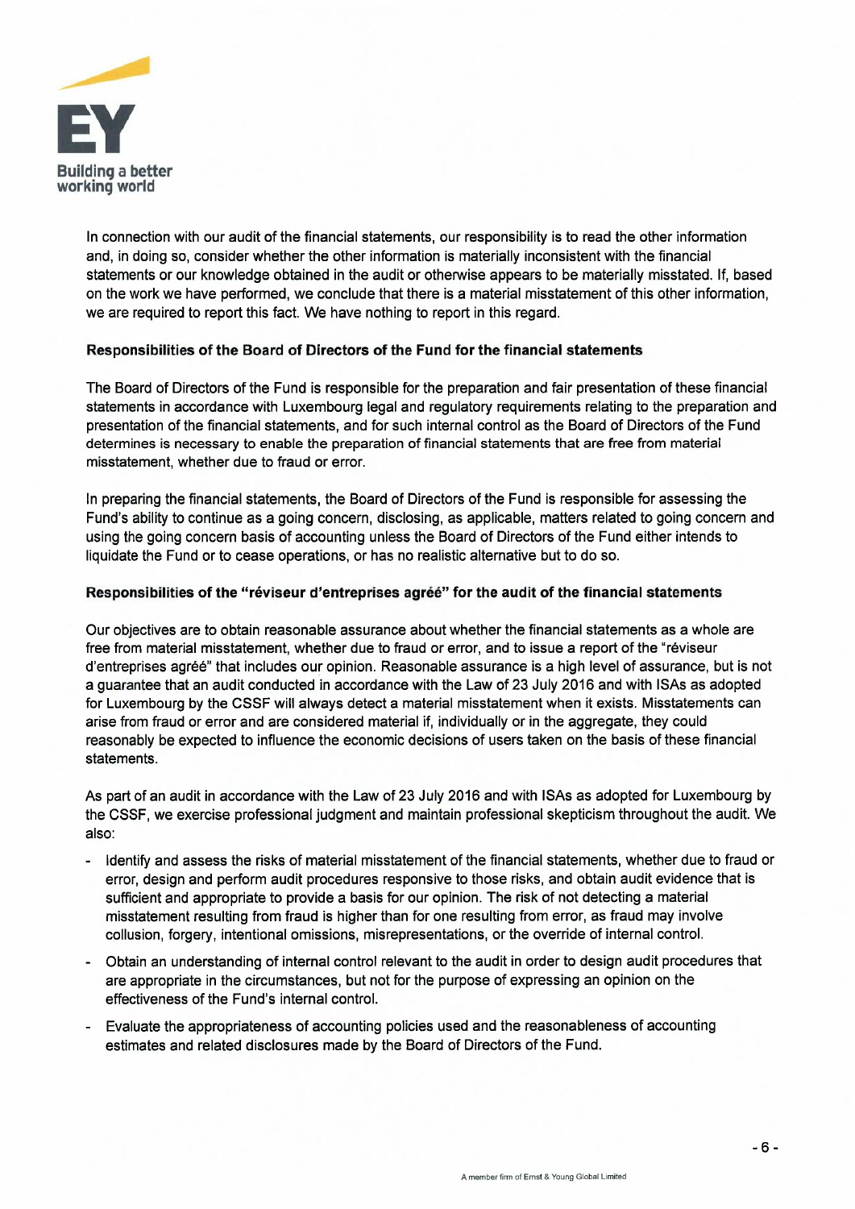In connection with our audit of the financial statements, our responsibility is to read the other information and, in doing so, consider whether the other information is materially inconsistent with the financial statements or our knowledge obtained in the audit or otherwise appears to be materially misstated. If, based on the work we have performed, we conclude that there is a material misstatement of this other information, we are required to report this fact. We have nothing to report in this regard.

**Responsibilities of the Board of Directors of the Fund for the financial statements**

The Board of Directors of the Fund is responsible for the preparation and fair presentation of these financial statements in accordance with Luxembourg legal and regulatory requirements relating to the preparation and presentation of the financial statements, and for such internal control as the Board of Directors of the Fund determines is necessary to enable the preparation of financial statements that are free from material misstatement, whether due to fraud or error.

In preparing the financial statements, the Board of Directors of the Fund is responsible for assessing the Fund's ability to continue as a going concern, disclosing, as applicable, matters related to going concern and using the going concern basis of accounting unless the Board of Directors of the Fund either intends to liquidate the Fund or to cease operations, or has no realistic alternative but to do so.

**Responsibilities of the "réviseur d'entreprises agréé" for the audit of the financial statements**

Our objectives are to obtain reasonable assurance about whether the financial statements as a whole are free from material misstatement, whether due to fraud or error, and to issue a report of the "réviseur d'entreprises agréé" that includes our opinion. Reasonable assurance is a high level of assurance, but is not a guarantee that an audit conducted in accordance with the Law of 23 July 2016 and with ISAs as adopted for Luxembourg by the CSSF will always detect a material misstatement when it exists. Misstatements can arise from fraud or error and are considered material if, individually or in the aggregate, they could reasonably be expected to influence the economic decisions of users taken on the basis of these financial statements.

As part of an audit in accordance with the Law of 23 July 2016 and with ISAs as adopted for Luxembourg by the CSSF, we exercise professional judgment and maintain professional skepticism throughout the audit. We also:

- Identify and assess the risks of material misstatement of the financial statements, whether due to fraud or error, design and perform audit procedures responsive to those risks, and obtain audit evidence that is sufficient and appropriate to provide a basis for our opinion. The risk of not detecting a material misstatement resulting from fraud is higher than for one resulting from error, as fraud may involve collusion, forgery, intentional omissions, misrepresentations, or the override of internal control.
- Obtain an understanding of internal control relevant to the audit in order to design audit procedures that are appropriate in the circumstances, but not for the purpose of expressing an opinion on the effectiveness of the Fund's internal control.
- Evaluate the appropriateness of accounting policies used and the reasonableness of accounting estimates and related disclosures made by the Board of Directors of the Fund.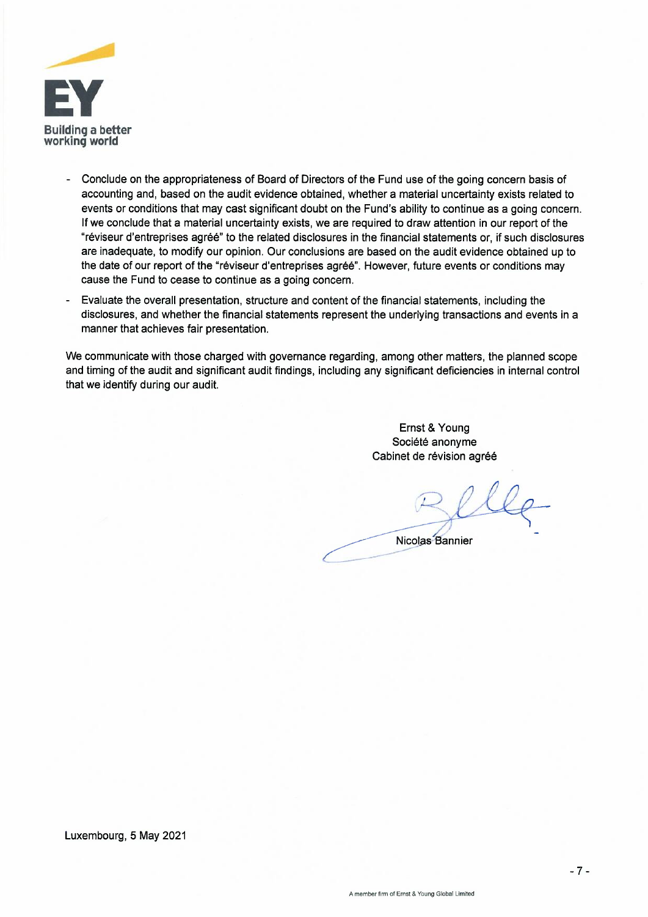- Conclude on the appropriateness of Board of Directors of the Fund use of the going concern basis of accounting and, based on the audit evidence obtained, whether a material uncertainty exists related to events or conditions that may cast significant doubt on the Fund's ability to continue as a going concern. If we conclude that a material uncertainty exists, we are required to draw attention in our report of the "réviseur d'entreprises agréé" to the related disclosures in the financial statements or, if such disclosures are inadequate, to modify our opinion. Our conclusions are based on the audit evidence obtained up to the date of our report of the "réviseur d'entreprises agréé". However, future events or conditions may cause the Fund to cease to continue as a going concern.
- Evaluate the overall presentation, structure and content of the financial statements, including the disclosures, and whether the financial statements represent the underlying transactions and events in a manner that achieves fair presentation.

We communicate with those charged with governance regarding, among other matters, the planned scope and timing of the audit and significant audit findings, including any significant deficiencies in internal control that we identify during our audit.

Ernst & Young
Société anonyme
Cabinet de révision agréé

Nicolas Bannier

Luxembourg, 5 May 2021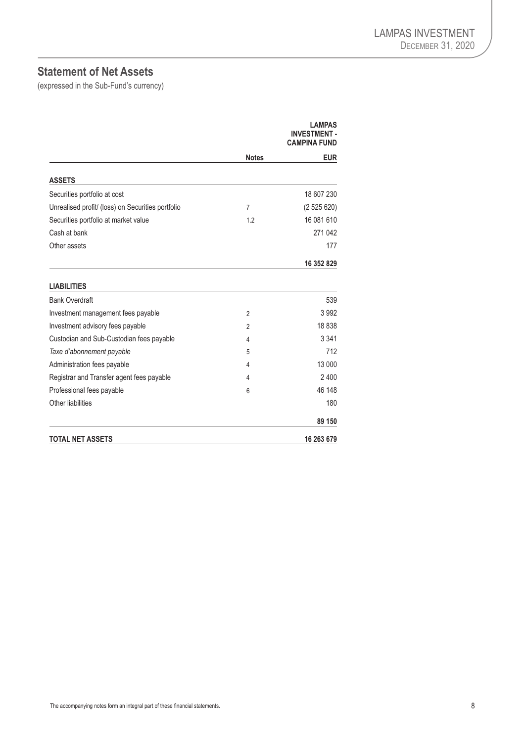## Statement of Net Assets

(expressed in the Sub-Fund's currency)

| | Notes | LAMPAS INVESTMENT - CAMPINA FUND |
|---|---|---|
| | | **EUR** |
| **ASSETS** | | |
| Securities portfolio at cost | | 18 607 230 |
| Unrealised profit/ (loss) on Securities portfolio | 7 | (2 525 620) |
| Securities portfolio at market value | 1.2 | 16 081 610 |
| Cash at bank | | 271 042 |
| Other assets | | 177 |
| | | **16 352 829** |
| **LIABILITIES** | | |
| Bank Overdraft | | 539 |
| Investment management fees payable | 2 | 3 992 |
| Investment advisory fees payable | 2 | 18 838 |
| Custodian and Sub-Custodian fees payable | 4 | 3 341 |
| *Taxe d'abonnement payable* | 5 | 712 |
| Administration fees payable | 4 | 13 000 |
| Registrar and Transfer agent fees payable | 4 | 2 400 |
| Professional fees payable | 6 | 46 148 |
| Other liabilities | | 180 |
| | | **89 150** |
| **TOTAL NET ASSETS** | | **16 263 679** |

The accompanying notes form an integral part of these financial statements.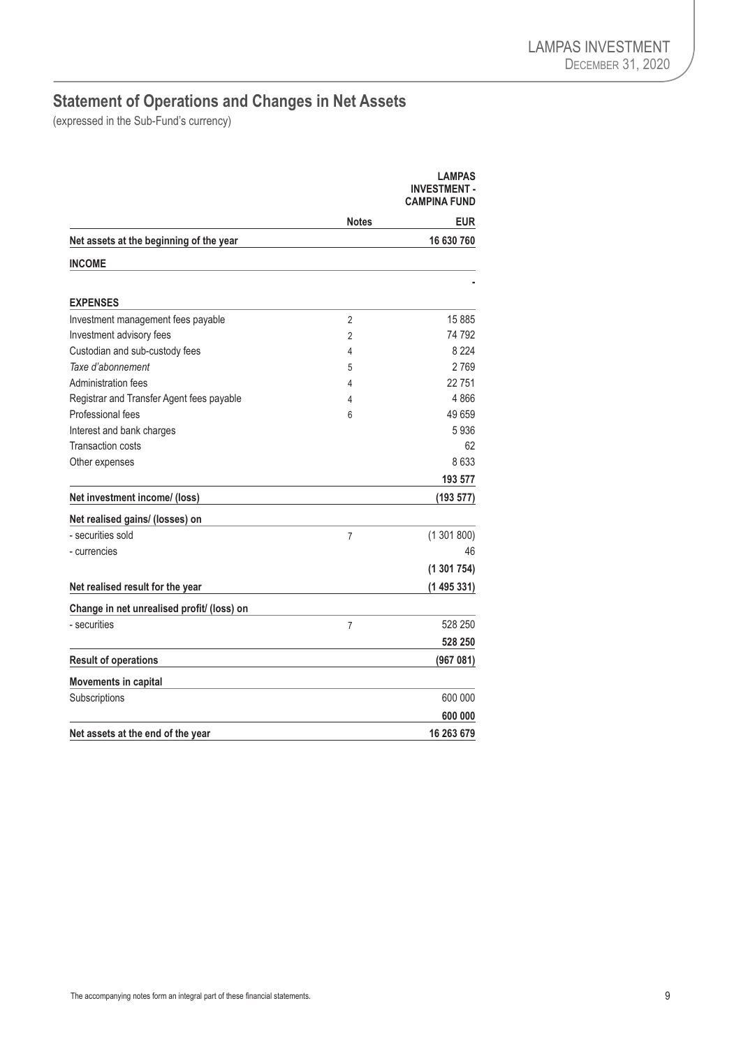## Statement of Operations and Changes in Net Assets

(expressed in the Sub-Fund's currency)

| | Notes | LAMPAS INVESTMENT - CAMPINA FUND |
|---|---|---|
| | | **EUR** |
| **Net assets at the beginning of the year** | | **16 630 760** |
| **INCOME** | | |
| | | - |
| **EXPENSES** | | |
| Investment management fees payable | 2 | 15 885 |
| Investment advisory fees | 2 | 74 792 |
| Custodian and sub-custody fees | 4 | 8 224 |
| *Taxe d'abonnement* | 5 | 2 769 |
| Administration fees | 4 | 22 751 |
| Registrar and Transfer Agent fees payable | 4 | 4 866 |
| Professional fees | 6 | 49 659 |
| Interest and bank charges | | 5 936 |
| Transaction costs | | 62 |
| Other expenses | | 8 633 |
| | | **193 577** |
| **Net investment income/ (loss)** | | **(193 577)** |
| **Net realised gains/ (losses) on** | | |
| - securities sold | 7 | (1 301 800) |
| - currencies | | 46 |
| | | **(1 301 754)** |
| **Net realised result for the year** | | **(1 495 331)** |
| **Change in net unrealised profit/ (loss) on** | | |
| - securities | 7 | 528 250 |
| | | **528 250** |
| **Result of operations** | | **(967 081)** |
| **Movements in capital** | | |
| Subscriptions | | 600 000 |
| | | **600 000** |
| **Net assets at the end of the year** | | **16 263 679** |

The accompanying notes form an integral part of these financial statements.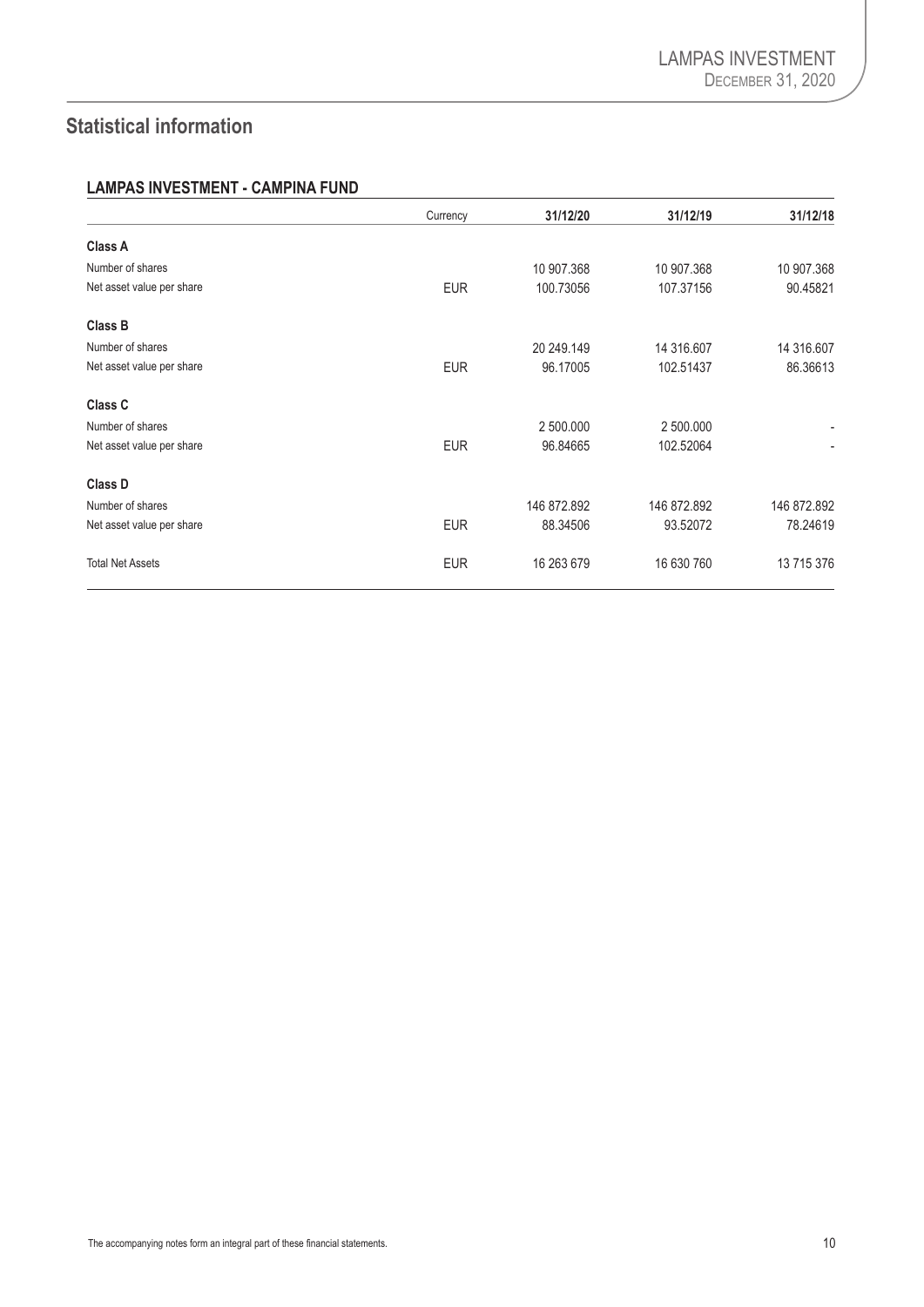# Statistical information

## LAMPAS INVESTMENT - CAMPINA FUND

| | Currency | 31/12/20 | 31/12/19 | 31/12/18 |
|---|---|---|---|---|
| **Class A** | | | | |
| Number of shares | | 10 907.368 | 10 907.368 | 10 907.368 |
| Net asset value per share | EUR | 100.73056 | 107.37156 | 90.45821 |
| **Class B** | | | | |
| Number of shares | | 20 249.149 | 14 316.607 | 14 316.607 |
| Net asset value per share | EUR | 96.17005 | 102.51437 | 86.36613 |
| **Class C** | | | | |
| Number of shares | | 2 500.000 | 2 500.000 | - |
| Net asset value per share | EUR | 96.84665 | 102.52064 | - |
| **Class D** | | | | |
| Number of shares | | 146 872.892 | 146 872.892 | 146 872.892 |
| Net asset value per share | EUR | 88.34506 | 93.52072 | 78.24619 |
| Total Net Assets | EUR | 16 263 679 | 16 630 760 | 13 715 376 |

The accompanying notes form an integral part of these financial statements.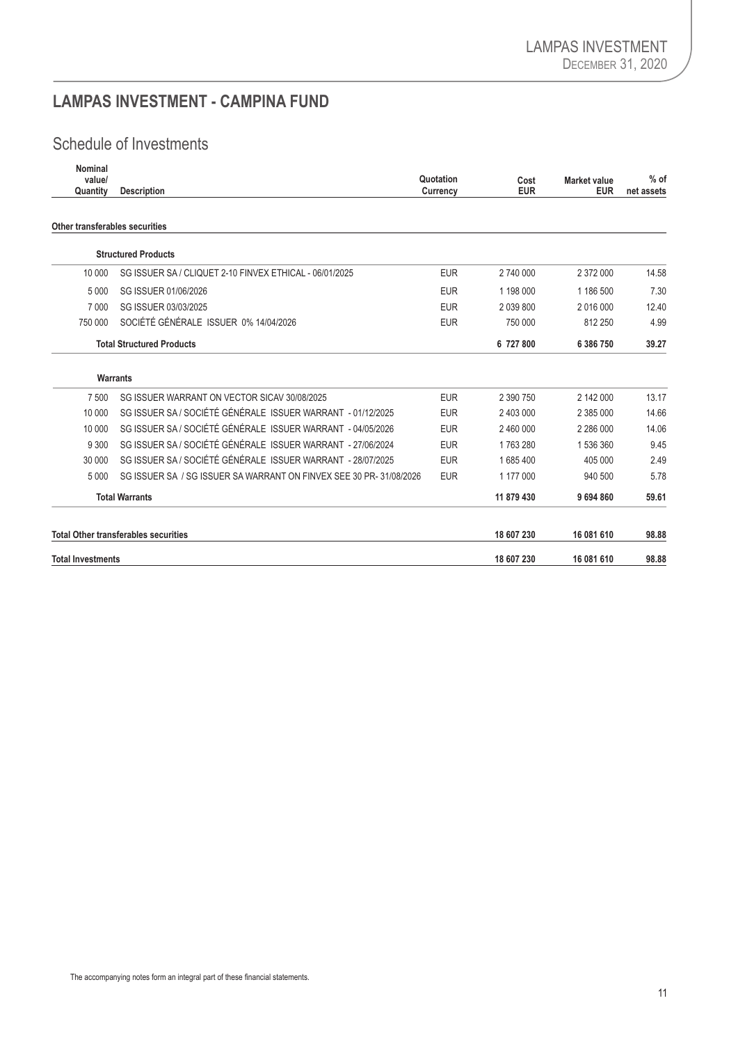## LAMPAS INVESTMENT - CAMPINA FUND

### Schedule of Investments

| Nominal value/ Quantity | Description | Quotation Currency | Cost EUR | Market value EUR | % of net assets |
|---|---|---|---|---|---|
| **Other transferables securities** | | | | | |
| | **Structured Products** | | | | |
| 10 000 | SG ISSUER SA / CLIQUET 2-10 FINVEX ETHICAL - 06/01/2025 | EUR | 2 740 000 | 2 372 000 | 14.58 |
| 5 000 | SG ISSUER 01/06/2026 | EUR | 1 198 000 | 1 186 500 | 7.30 |
| 7 000 | SG ISSUER 03/03/2025 | EUR | 2 039 800 | 2 016 000 | 12.40 |
| 750 000 | SOCIÉTÉ GÉNÉRALE ISSUER 0% 14/04/2026 | EUR | 750 000 | 812 250 | 4.99 |
| | **Total Structured Products** | | **6 727 800** | **6 386 750** | **39.27** |
| | **Warrants** | | | | |
| 7 500 | SG ISSUER WARRANT ON VECTOR SICAV 30/08/2025 | EUR | 2 390 750 | 2 142 000 | 13.17 |
| 10 000 | SG ISSUER SA / SOCIÉTÉ GÉNÉRALE ISSUER WARRANT - 01/12/2025 | EUR | 2 403 000 | 2 385 000 | 14.66 |
| 10 000 | SG ISSUER SA / SOCIÉTÉ GÉNÉRALE ISSUER WARRANT - 04/05/2026 | EUR | 2 460 000 | 2 286 000 | 14.06 |
| 9 300 | SG ISSUER SA / SOCIÉTÉ GÉNÉRALE ISSUER WARRANT - 27/06/2024 | EUR | 1 763 280 | 1 536 360 | 9.45 |
| 30 000 | SG ISSUER SA / SOCIÉTÉ GÉNÉRALE ISSUER WARRANT - 28/07/2025 | EUR | 1 685 400 | 405 000 | 2.49 |
| 5 000 | SG ISSUER SA / SG ISSUER SA WARRANT ON FINVEX SEE 30 PR- 31/08/2026 | EUR | 1 177 000 | 940 500 | 5.78 |
| | **Total Warrants** | | **11 879 430** | **9 694 860** | **59.61** |
| **Total Other transferables securities** | | | **18 607 230** | **16 081 610** | **98.88** |
| **Total Investments** | | | **18 607 230** | **16 081 610** | **98.88** |

The accompanying notes form an integral part of these financial statements.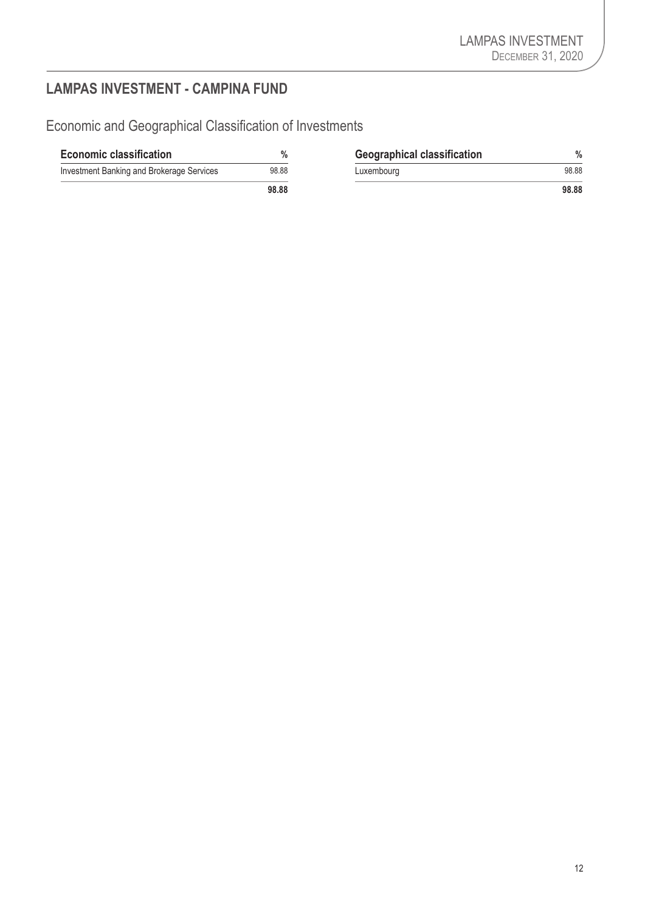## LAMPAS INVESTMENT - CAMPINA FUND

### Economic and Geographical Classification of Investments

| Economic classification | % |
|---|---|
| Investment Banking and Brokerage Services | 98.88 |
| | **98.88** |

| Geographical classification | % |
|---|---|
| Luxembourg | 98.88 |
| | **98.88** |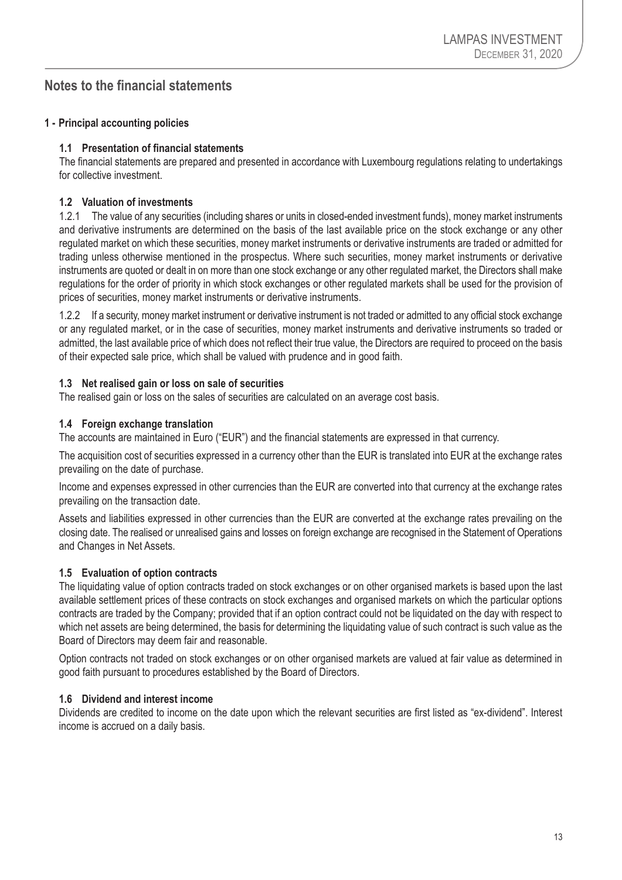# Notes to the financial statements

## 1 - Principal accounting policies

### 1.1 Presentation of financial statements

The financial statements are prepared and presented in accordance with Luxembourg regulations relating to undertakings for collective investment.

### 1.2 Valuation of investments

1.2.1 The value of any securities (including shares or units in closed-ended investment funds), money market instruments and derivative instruments are determined on the basis of the last available price on the stock exchange or any other regulated market on which these securities, money market instruments or derivative instruments are traded or admitted for trading unless otherwise mentioned in the prospectus. Where such securities, money market instruments or derivative instruments are quoted or dealt in on more than one stock exchange or any other regulated market, the Directors shall make regulations for the order of priority in which stock exchanges or other regulated markets shall be used for the provision of prices of securities, money market instruments or derivative instruments.

1.2.2 If a security, money market instrument or derivative instrument is not traded or admitted to any official stock exchange or any regulated market, or in the case of securities, money market instruments and derivative instruments so traded or admitted, the last available price of which does not reflect their true value, the Directors are required to proceed on the basis of their expected sale price, which shall be valued with prudence and in good faith.

### 1.3 Net realised gain or loss on sale of securities

The realised gain or loss on the sales of securities are calculated on an average cost basis.

### 1.4 Foreign exchange translation

The accounts are maintained in Euro ("EUR") and the financial statements are expressed in that currency.

The acquisition cost of securities expressed in a currency other than the EUR is translated into EUR at the exchange rates prevailing on the date of purchase.

Income and expenses expressed in other currencies than the EUR are converted into that currency at the exchange rates prevailing on the transaction date.

Assets and liabilities expressed in other currencies than the EUR are converted at the exchange rates prevailing on the closing date. The realised or unrealised gains and losses on foreign exchange are recognised in the Statement of Operations and Changes in Net Assets.

### 1.5 Evaluation of option contracts

The liquidating value of option contracts traded on stock exchanges or on other organised markets is based upon the last available settlement prices of these contracts on stock exchanges and organised markets on which the particular options contracts are traded by the Company; provided that if an option contract could not be liquidated on the day with respect to which net assets are being determined, the basis for determining the liquidating value of such contract is such value as the Board of Directors may deem fair and reasonable.

Option contracts not traded on stock exchanges or on other organised markets are valued at fair value as determined in good faith pursuant to procedures established by the Board of Directors.

### 1.6 Dividend and interest income

Dividends are credited to income on the date upon which the relevant securities are first listed as "ex-dividend". Interest income is accrued on a daily basis.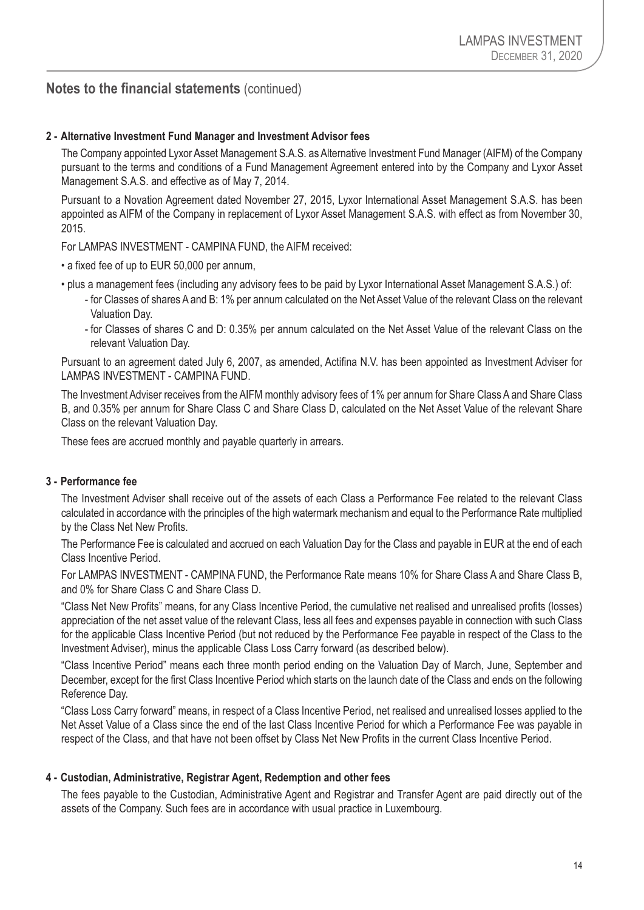## Notes to the financial statements (continued)

### 2 - Alternative Investment Fund Manager and Investment Advisor fees

The Company appointed Lyxor Asset Management S.A.S. as Alternative Investment Fund Manager (AIFM) of the Company pursuant to the terms and conditions of a Fund Management Agreement entered into by the Company and Lyxor Asset Management S.A.S. and effective as of May 7, 2014.

Pursuant to a Novation Agreement dated November 27, 2015, Lyxor International Asset Management S.A.S. has been appointed as AIFM of the Company in replacement of Lyxor Asset Management S.A.S. with effect as from November 30, 2015.

For LAMPAS INVESTMENT - CAMPINA FUND, the AIFM received:

- a fixed fee of up to EUR 50,000 per annum,
- plus a management fees (including any advisory fees to be paid by Lyxor International Asset Management S.A.S.) of:
  - for Classes of shares A and B: 1% per annum calculated on the Net Asset Value of the relevant Class on the relevant Valuation Day.
  - for Classes of shares C and D: 0.35% per annum calculated on the Net Asset Value of the relevant Class on the relevant Valuation Day.

Pursuant to an agreement dated July 6, 2007, as amended, Actifina N.V. has been appointed as Investment Adviser for LAMPAS INVESTMENT - CAMPINA FUND.

The Investment Adviser receives from the AIFM monthly advisory fees of 1% per annum for Share Class A and Share Class B, and 0.35% per annum for Share Class C and Share Class D, calculated on the Net Asset Value of the relevant Share Class on the relevant Valuation Day.

These fees are accrued monthly and payable quarterly in arrears.

### 3 - Performance fee

The Investment Adviser shall receive out of the assets of each Class a Performance Fee related to the relevant Class calculated in accordance with the principles of the high watermark mechanism and equal to the Performance Rate multiplied by the Class Net New Profits.

The Performance Fee is calculated and accrued on each Valuation Day for the Class and payable in EUR at the end of each Class Incentive Period.

For LAMPAS INVESTMENT - CAMPINA FUND, the Performance Rate means 10% for Share Class A and Share Class B, and 0% for Share Class C and Share Class D.

"Class Net New Profits" means, for any Class Incentive Period, the cumulative net realised and unrealised profits (losses) appreciation of the net asset value of the relevant Class, less all fees and expenses payable in connection with such Class for the applicable Class Incentive Period (but not reduced by the Performance Fee payable in respect of the Class to the Investment Adviser), minus the applicable Class Loss Carry forward (as described below).

"Class Incentive Period" means each three month period ending on the Valuation Day of March, June, September and December, except for the first Class Incentive Period which starts on the launch date of the Class and ends on the following Reference Day.

"Class Loss Carry forward" means, in respect of a Class Incentive Period, net realised and unrealised losses applied to the Net Asset Value of a Class since the end of the last Class Incentive Period for which a Performance Fee was payable in respect of the Class, and that have not been offset by Class Net New Profits in the current Class Incentive Period.

### 4 - Custodian, Administrative, Registrar Agent, Redemption and other fees

The fees payable to the Custodian, Administrative Agent and Registrar and Transfer Agent are paid directly out of the assets of the Company. Such fees are in accordance with usual practice in Luxembourg.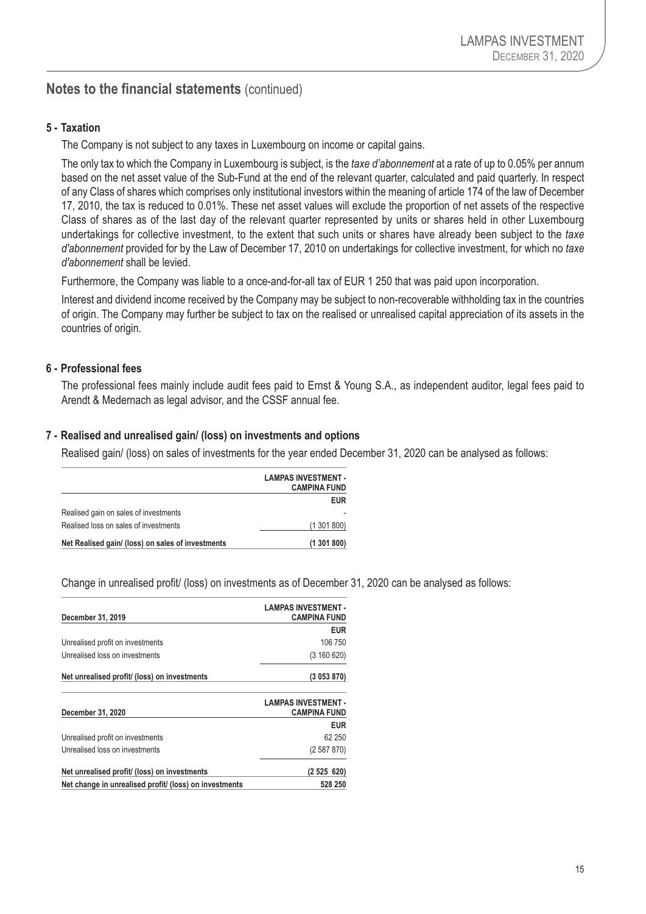## Notes to the financial statements (continued)

### 5 - Taxation

The Company is not subject to any taxes in Luxembourg on income or capital gains.

The only tax to which the Company in Luxembourg is subject, is the *taxe d'abonnement* at a rate of up to 0.05% per annum based on the net asset value of the Sub-Fund at the end of the relevant quarter, calculated and paid quarterly. In respect of any Class of shares which comprises only institutional investors within the meaning of article 174 of the law of December 17, 2010, the tax is reduced to 0.01%. These net asset values will exclude the proportion of net assets of the respective Class of shares as of the last day of the relevant quarter represented by units or shares held in other Luxembourg undertakings for collective investment, to the extent that such units or shares have already been subject to the *taxe d'abonnement* provided for by the Law of December 17, 2010 on undertakings for collective investment, for which no *taxe d'abonnement* shall be levied.

Furthermore, the Company was liable to a once-and-for-all tax of EUR 1 250 that was paid upon incorporation.

Interest and dividend income received by the Company may be subject to non-recoverable withholding tax in the countries of origin. The Company may further be subject to tax on the realised or unrealised capital appreciation of its assets in the countries of origin.

### 6 - Professional fees

The professional fees mainly include audit fees paid to Ernst & Young S.A., as independent auditor, legal fees paid to Arendt & Medernach as legal advisor, and the CSSF annual fee.

### 7 - Realised and unrealised gain/ (loss) on investments and options

Realised gain/ (loss) on sales of investments for the year ended December 31, 2020 can be analysed as follows:

| | LAMPAS INVESTMENT - CAMPINA FUND |
|---|---|
| | EUR |
| Realised gain on sales of investments | - |
| Realised loss on sales of investments | (1 301 800) |
| **Net Realised gain/ (loss) on sales of investments** | **(1 301 800)** |

Change in unrealised profit/ (loss) on investments as of December 31, 2020 can be analysed as follows:

| December 31, 2019 | LAMPAS INVESTMENT - CAMPINA FUND |
|---|---|
| | EUR |
| Unrealised profit on investments | 106 750 |
| Unrealised loss on investments | (3 160 620) |
| **Net unrealised profit/ (loss) on investments** | **(3 053 870)** |

| December 31, 2020 | LAMPAS INVESTMENT - CAMPINA FUND |
|---|---|
| | EUR |
| Unrealised profit on investments | 62 250 |
| Unrealised loss on investments | (2 587 870) |
| **Net unrealised profit/ (loss) on investments** | **(2 525 620)** |
| **Net change in unrealised profit/ (loss) on investments** | **528 250** |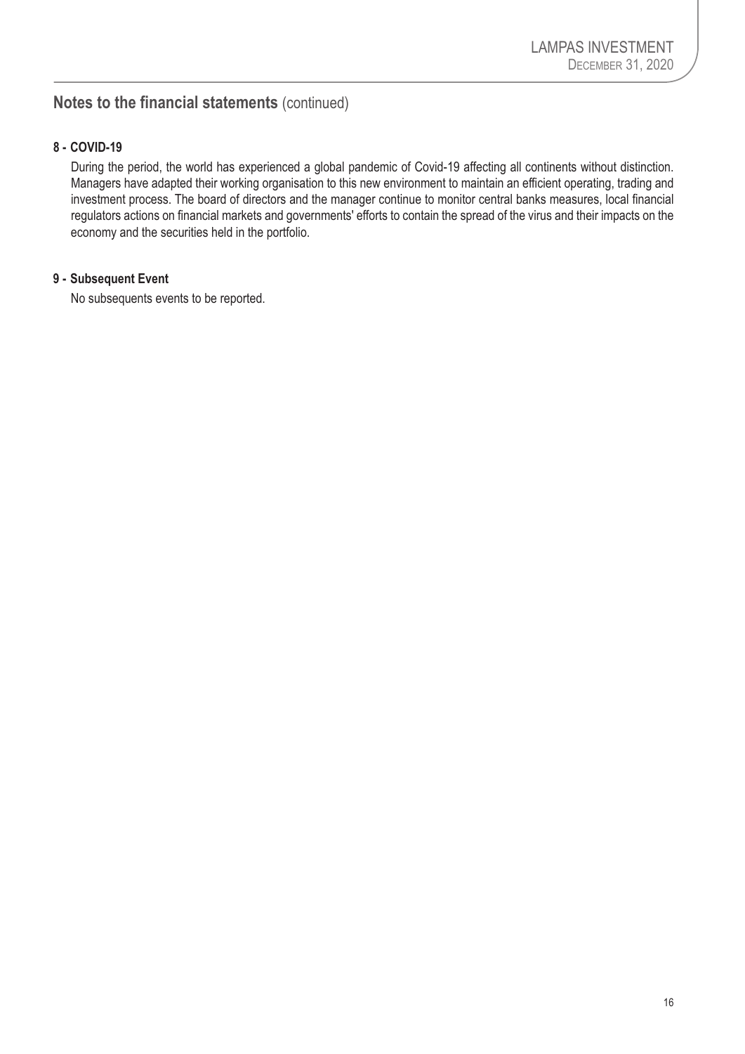## Notes to the financial statements (continued)

### 8 - COVID-19

During the period, the world has experienced a global pandemic of Covid-19 affecting all continents without distinction. Managers have adapted their working organisation to this new environment to maintain an efficient operating, trading and investment process. The board of directors and the manager continue to monitor central banks measures, local financial regulators actions on financial markets and governments' efforts to contain the spread of the virus and their impacts on the economy and the securities held in the portfolio.

### 9 - Subsequent Event

No subsequents events to be reported.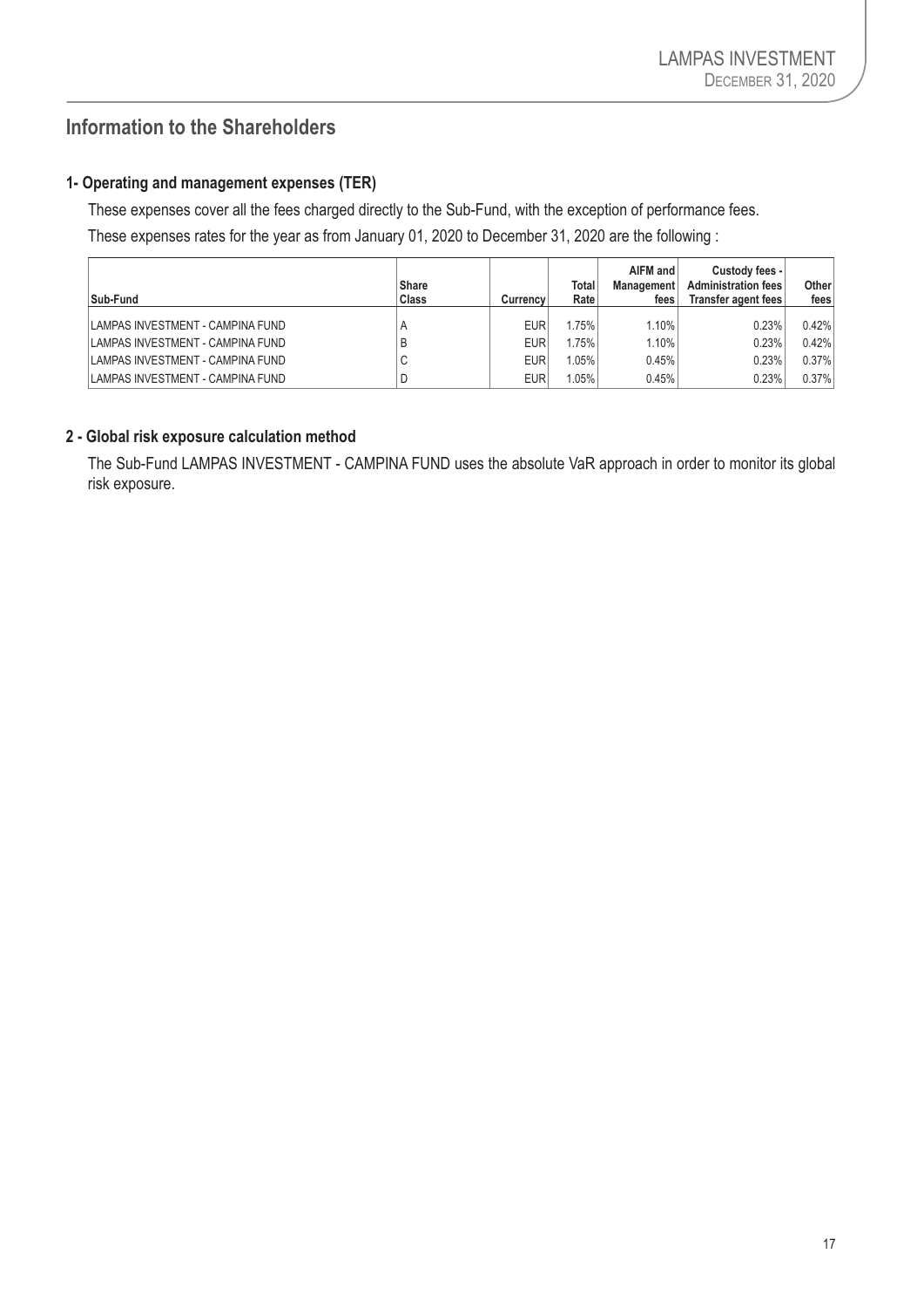## Information to the Shareholders

### 1- Operating and management expenses (TER)

These expenses cover all the fees charged directly to the Sub-Fund, with the exception of performance fees.

These expenses rates for the year as from January 01, 2020 to December 31, 2020 are the following :

| Sub-Fund | Share Class | Currency | Total Rate | AIFM and Management fees | Custody fees - Administration fees Transfer agent fees | Other fees |
|---|---|---|---|---|---|---|
| LAMPAS INVESTMENT - CAMPINA FUND | A | EUR | 1.75% | 1.10% | 0.23% | 0.42% |
| LAMPAS INVESTMENT - CAMPINA FUND | B | EUR | 1.75% | 1.10% | 0.23% | 0.42% |
| LAMPAS INVESTMENT - CAMPINA FUND | C | EUR | 1.05% | 0.45% | 0.23% | 0.37% |
| LAMPAS INVESTMENT - CAMPINA FUND | D | EUR | 1.05% | 0.45% | 0.23% | 0.37% |

### 2 - Global risk exposure calculation method

The Sub-Fund LAMPAS INVESTMENT - CAMPINA FUND uses the absolute VaR approach in order to monitor its global risk exposure.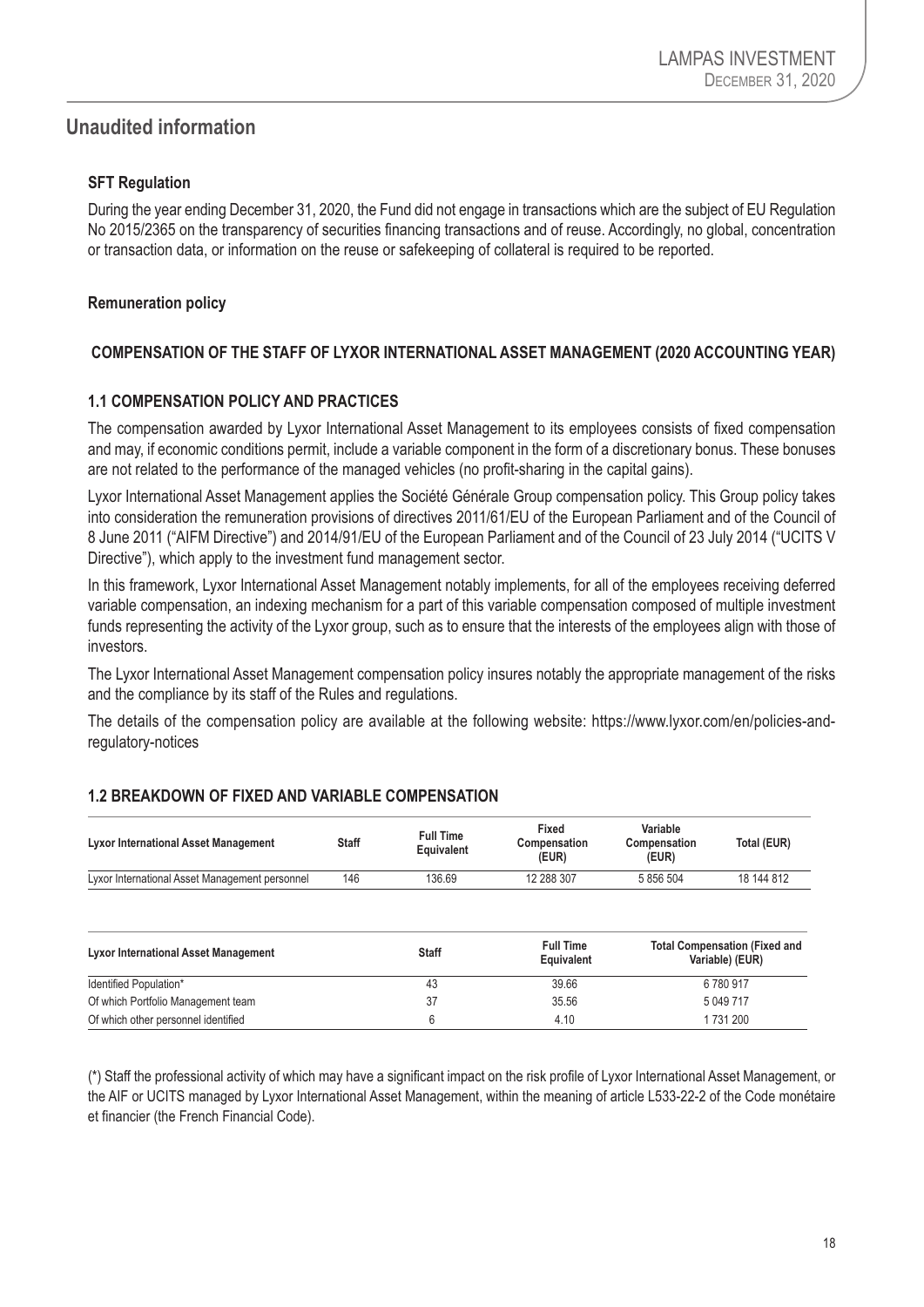# Unaudited information

### SFT Regulation

During the year ending December 31, 2020, the Fund did not engage in transactions which are the subject of EU Regulation No 2015/2365 on the transparency of securities financing transactions and of reuse. Accordingly, no global, concentration or transaction data, or information on the reuse or safekeeping of collateral is required to be reported.

### Remuneration policy

### COMPENSATION OF THE STAFF OF LYXOR INTERNATIONAL ASSET MANAGEMENT (2020 ACCOUNTING YEAR)

### 1.1 COMPENSATION POLICY AND PRACTICES

The compensation awarded by Lyxor International Asset Management to its employees consists of fixed compensation and may, if economic conditions permit, include a variable component in the form of a discretionary bonus. These bonuses are not related to the performance of the managed vehicles (no profit-sharing in the capital gains).

Lyxor International Asset Management applies the Société Générale Group compensation policy. This Group policy takes into consideration the remuneration provisions of directives 2011/61/EU of the European Parliament and of the Council of 8 June 2011 ("AIFM Directive") and 2014/91/EU of the European Parliament and of the Council of 23 July 2014 ("UCITS V Directive"), which apply to the investment fund management sector.

In this framework, Lyxor International Asset Management notably implements, for all of the employees receiving deferred variable compensation, an indexing mechanism for a part of this variable compensation composed of multiple investment funds representing the activity of the Lyxor group, such as to ensure that the interests of the employees align with those of investors.

The Lyxor International Asset Management compensation policy insures notably the appropriate management of the risks and the compliance by its staff of the Rules and regulations.

The details of the compensation policy are available at the following website: https://www.lyxor.com/en/policies-and-regulatory-notices

### 1.2 BREAKDOWN OF FIXED AND VARIABLE COMPENSATION

| Lyxor International Asset Management | Staff | Full Time Equivalent | Fixed Compensation (EUR) | Variable Compensation (EUR) | Total (EUR) |
|---|---|---|---|---|---|
| Lyxor International Asset Management personnel | 146 | 136.69 | 12 288 307 | 5 856 504 | 18 144 812 |

| Lyxor International Asset Management | Staff | Full Time Equivalent | Total Compensation (Fixed and Variable) (EUR) |
|---|---|---|---|
| Identified Population* | 43 | 39.66 | 6 780 917 |
| Of which Portfolio Management team | 37 | 35.56 | 5 049 717 |
| Of which other personnel identified | 6 | 4.10 | 1 731 200 |

(*) Staff the professional activity of which may have a significant impact on the risk profile of Lyxor International Asset Management, or the AIF or UCITS managed by Lyxor International Asset Management, within the meaning of article L533-22-2 of the Code monétaire et financier (the French Financial Code).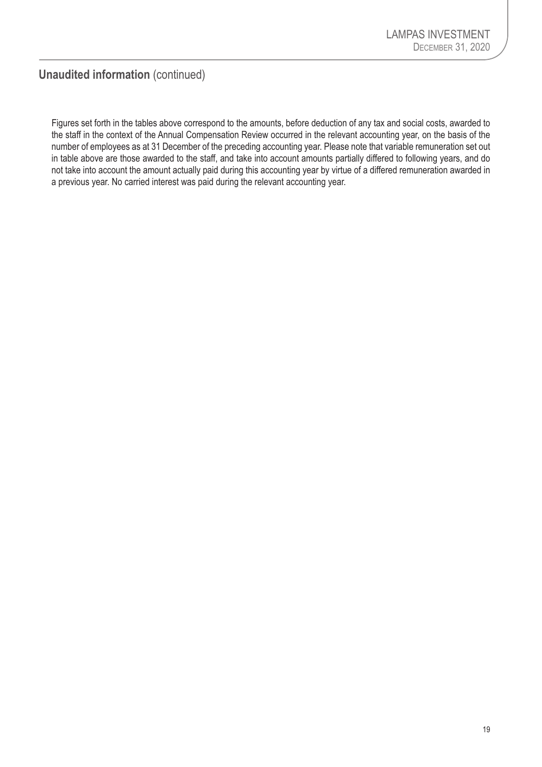## **Unaudited information** (continued)

Figures set forth in the tables above correspond to the amounts, before deduction of any tax and social costs, awarded to the staff in the context of the Annual Compensation Review occurred in the relevant accounting year, on the basis of the number of employees as at 31 December of the preceding accounting year. Please note that variable remuneration set out in table above are those awarded to the staff, and take into account amounts partially differed to following years, and do not take into account the amount actually paid during this accounting year by virtue of a differed remuneration awarded in a previous year. No carried interest was paid during the relevant accounting year.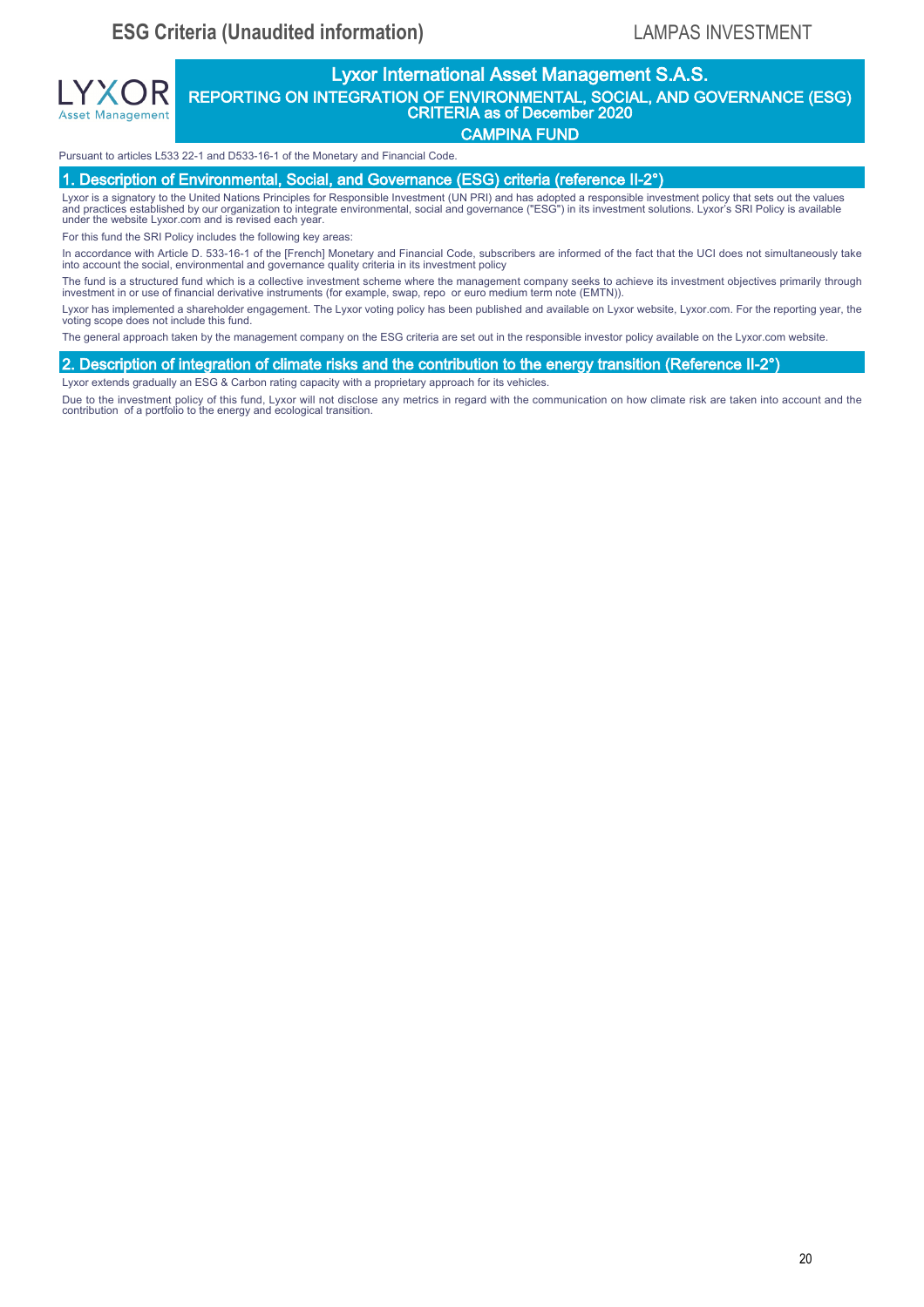# ESG Criteria (Unaudited information)

LYXOR Asset Management

## Lyxor International Asset Management S.A.S.

### REPORTING ON INTEGRATION OF ENVIRONMENTAL, SOCIAL, AND GOVERNANCE (ESG) CRITERIA as of December 2020

### CAMPINA FUND

Pursuant to articles L533 22-1 and D533-16-1 of the Monetary and Financial Code.

## 1. Description of Environmental, Social, and Governance (ESG) criteria (reference II-2°)

Lyxor is a signatory to the United Nations Principles for Responsible Investment (UN PRI) and has adopted a responsible investment policy that sets out the values and practices established by our organization to integrate environmental, social and governance ("ESG") in its investment solutions. Lyxor's SRI Policy is available under the website Lyxor.com and is revised each year.

For this fund the SRI Policy includes the following key areas:

In accordance with Article D. 533-16-1 of the [French] Monetary and Financial Code, subscribers are informed of the fact that the UCI does not simultaneously take into account the social, environmental and governance quality criteria in its investment policy

The fund is a structured fund which is a collective investment scheme where the management company seeks to achieve its investment objectives primarily through investment in or use of financial derivative instruments (for example, swap, repo or euro medium term note (EMTN)).

Lyxor has implemented a shareholder engagement. The Lyxor voting policy has been published and available on Lyxor website, Lyxor.com. For the reporting year, the voting scope does not include this fund.

The general approach taken by the management company on the ESG criteria are set out in the responsible investor policy available on the Lyxor.com website.

## 2. Description of integration of climate risks and the contribution to the energy transition (Reference II-2°)

Lyxor extends gradually an ESG & Carbon rating capacity with a proprietary approach for its vehicles.

Due to the investment policy of this fund, Lyxor will not disclose any metrics in regard with the communication on how climate risk are taken into account and the contribution of a portfolio to the energy and ecological transition.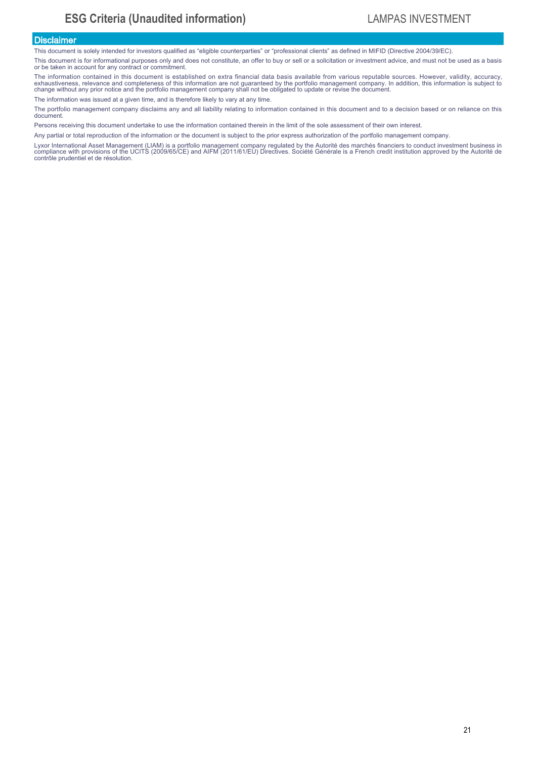## Disclaimer

This document is solely intended for investors qualified as "eligible counterparties" or "professional clients" as defined in MIFID (Directive 2004/39/EC).

This document is for informational purposes only and does not constitute, an offer to buy or sell or a solicitation or investment advice, and must not be used as a basis or be taken in account for any contract or commitment.

The information contained in this document is established on extra financial data basis available from various reputable sources. However, validity, accuracy, exhaustiveness, relevance and completeness of this information are not guaranteed by the portfolio management company. In addition, this information is subject to change without any prior notice and the portfolio management company shall not be obligated to update or revise the document.

The information was issued at a given time, and is therefore likely to vary at any time.

The portfolio management company disclaims any and all liability relating to information contained in this document and to a decision based or on reliance on this document.

Persons receiving this document undertake to use the information contained therein in the limit of the sole assessment of their own interest.

Any partial or total reproduction of the information or the document is subject to the prior express authorization of the portfolio management company.

Lyxor International Asset Management (LIAM) is a portfolio management company regulated by the Autorité des marchés financiers to conduct investment business in compliance with provisions of the UCITS (2009/65/CE) and AIFM (2011/61/EU) Directives. Société Générale is a French credit institution approved by the Autorité de contrôle prudentiel et de résolution.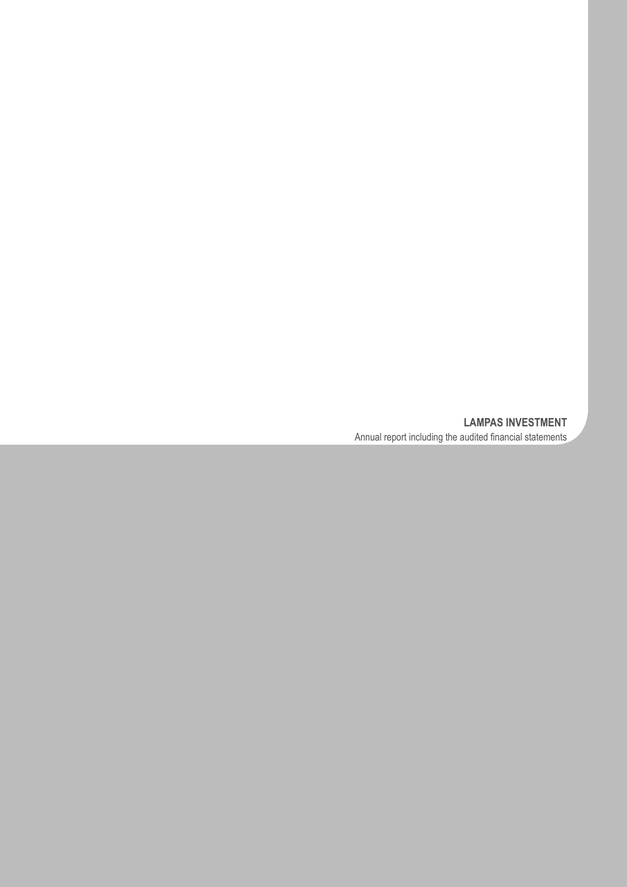**LAMPAS INVESTMENT**

Annual report including the audited financial statements